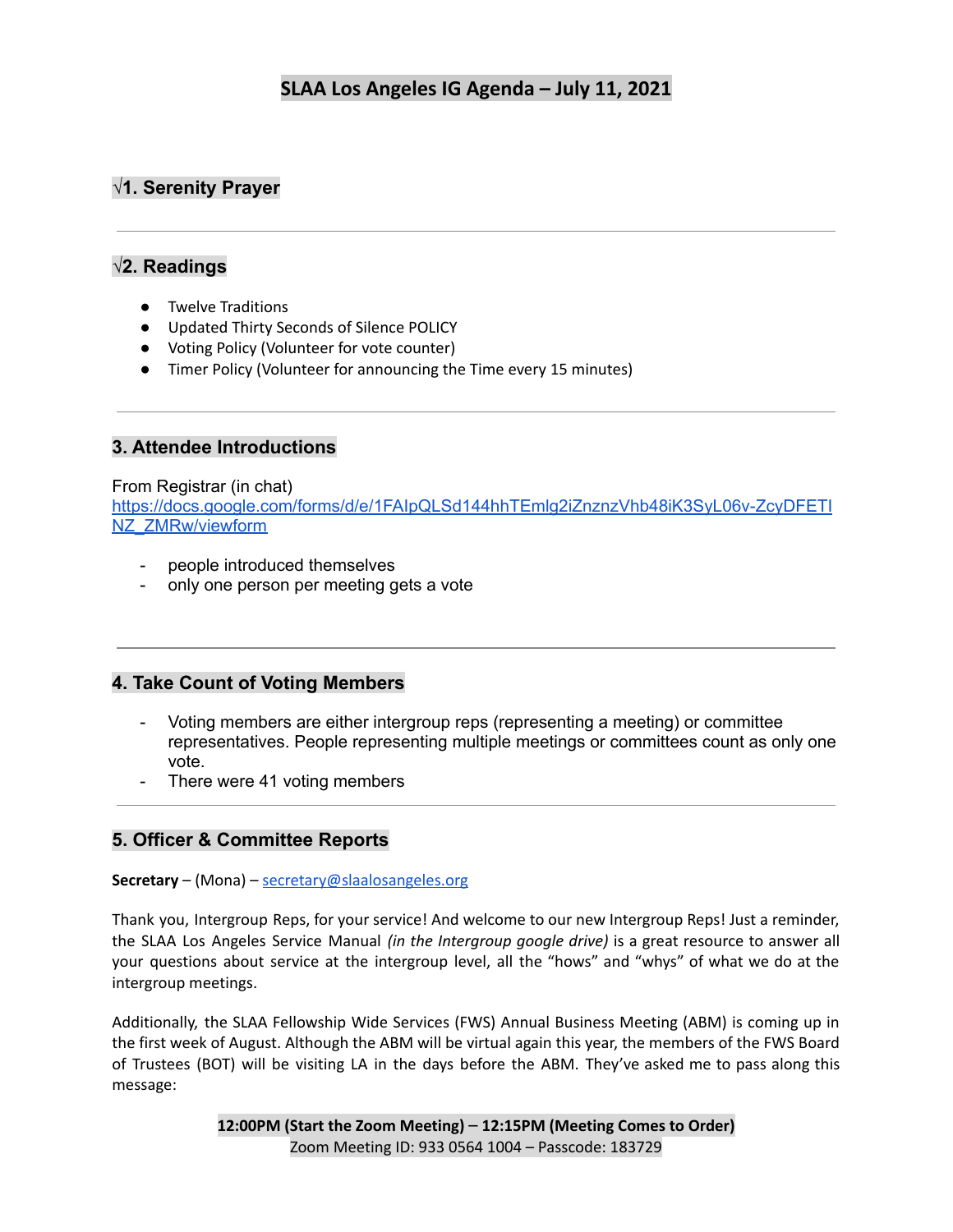# SLAA Los Angeles IG Agenda – July 11, 2021

## √1. Serenity Prayer

---

## √2. Readings

- Twelve Traditions
- Updated Thirty Seconds of Silence POLICY
- Voting Policy (Volunteer for vote counter)
- Timer Policy (Volunteer for announcing the Time every 15 minutes)

---

## 3. Attendee Introductions

From Registrar (in chat)
https://docs.google.com/forms/d/e/1FAIpQLSd144hhTEmlg2iZnznzVhb48iK3SyL06v-ZcyDFETINZ_ZMRw/viewform

- people introduced themselves
- only one person per meeting gets a vote

---

## 4. Take Count of Voting Members

- Voting members are either intergroup reps (representing a meeting) or committee representatives. People representing multiple meetings or committees count as only one vote.
- There were 41 voting members

---

## 5. Officer & Committee Reports

**Secretary** – (Mona) – secretary@slaalosangeles.org

Thank you, Intergroup Reps, for your service! And welcome to our new Intergroup Reps! Just a reminder, the SLAA Los Angeles Service Manual *(in the Intergroup google drive)* is a great resource to answer all your questions about service at the intergroup level, all the "hows" and "whys" of what we do at the intergroup meetings.

Additionally, the SLAA Fellowship Wide Services (FWS) Annual Business Meeting (ABM) is coming up in the first week of August. Although the ABM will be virtual again this year, the members of the FWS Board of Trustees (BOT) will be visiting LA in the days before the ABM. They've asked me to pass along this message:

**12:00PM (Start the Zoom Meeting) – 12:15PM (Meeting Comes to Order)**
Zoom Meeting ID: 933 0564 1004 – Passcode: 183729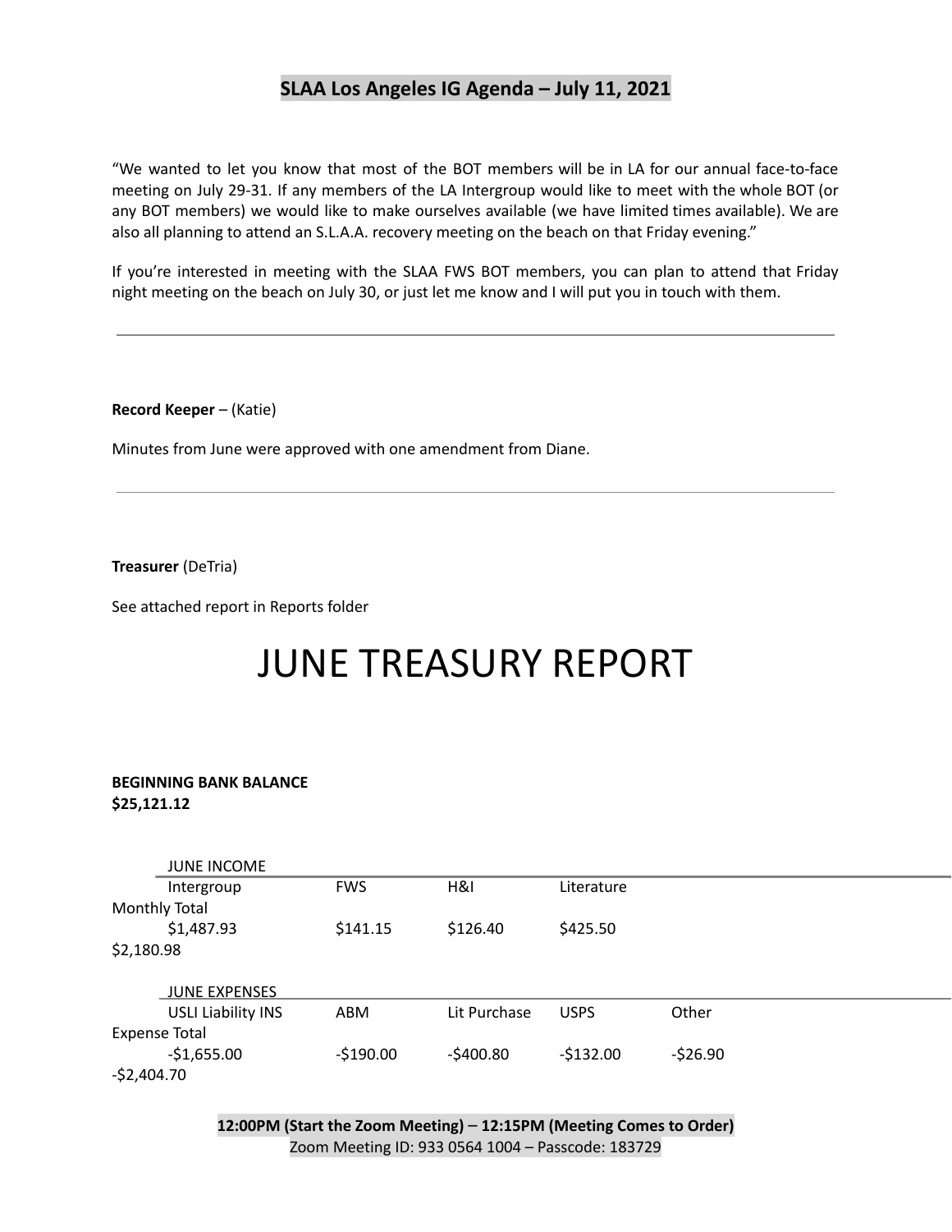## SLAA Los Angeles IG Agenda – July 11, 2021

"We wanted to let you know that most of the BOT members will be in LA for our annual face-to-face meeting on July 29-31. If any members of the LA Intergroup would like to meet with the whole BOT (or any BOT members) we would like to make ourselves available (we have limited times available). We are also all planning to attend an S.L.A.A. recovery meeting on the beach on that Friday evening."

If you're interested in meeting with the SLAA FWS BOT members, you can plan to attend that Friday night meeting on the beach on July 30, or just let me know and I will put you in touch with them.

---

**Record Keeper** – (Katie)

Minutes from June were approved with one amendment from Diane.

---

**Treasurer** (DeTria)

See attached report in Reports folder

# JUNE TREASURY REPORT

**BEGINNING BANK BALANCE**
**$25,121.12**

| JUNE INCOME | | | | |
|---|---|---|---|---|
| Intergroup | FWS | H&I | Literature | Monthly Total |
| $1,487.93 | $141.15 | $126.40 | $425.50 | $2,180.98 |

| JUNE EXPENSES | | | | | |
|---|---|---|---|---|---|
| USLI Liability INS | ABM | Lit Purchase | USPS | Other | Expense Total |
| -$1,655.00 | -$190.00 | -$400.80 | -$132.00 | -$26.90 | -$2,404.70 |

**12:00PM (Start the Zoom Meeting) – 12:15PM (Meeting Comes to Order)**
Zoom Meeting ID: 933 0564 1004 – Passcode: 183729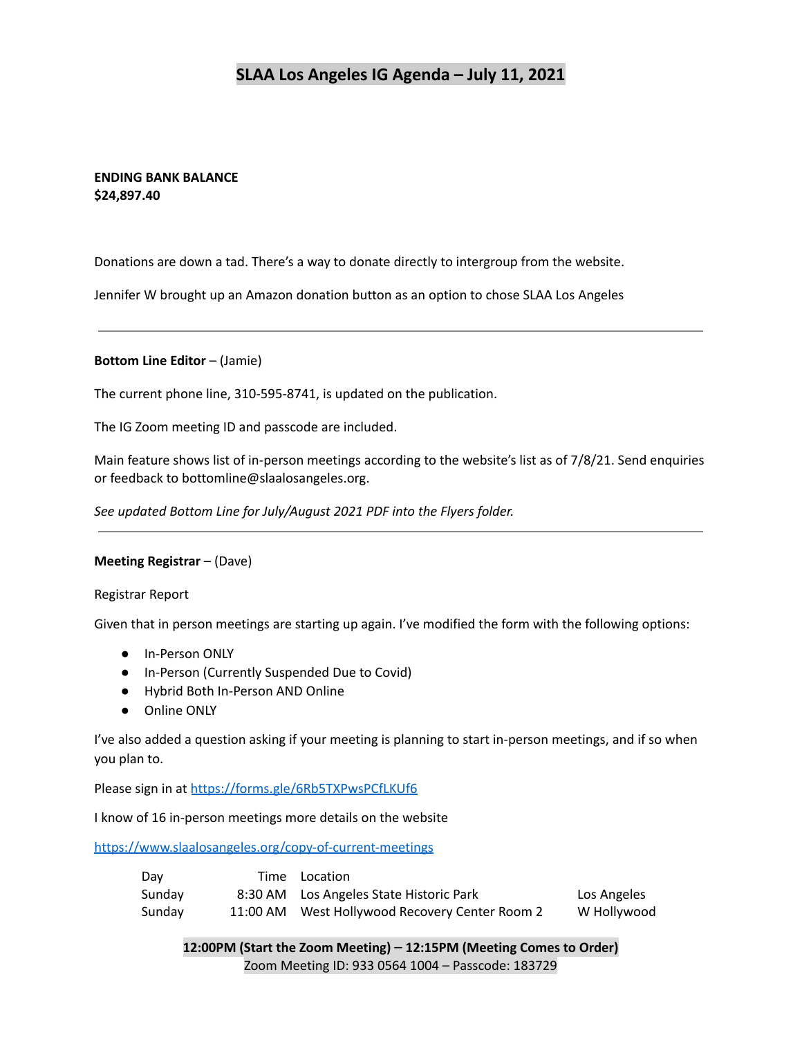# SLAA Los Angeles IG Agenda – July 11, 2021

**ENDING BANK BALANCE**
**$24,897.40**

Donations are down a tad. There's a way to donate directly to intergroup from the website.

Jennifer W brought up an Amazon donation button as an option to chose SLAA Los Angeles

---

**Bottom Line Editor** – (Jamie)

The current phone line, 310-595-8741, is updated on the publication.

The IG Zoom meeting ID and passcode are included.

Main feature shows list of in-person meetings according to the website's list as of 7/8/21. Send enquiries or feedback to bottomline@slaalosangeles.org.

*See updated Bottom Line for July/August 2021 PDF into the Flyers folder.*

---

**Meeting Registrar** – (Dave)

Registrar Report

Given that in person meetings are starting up again. I've modified the form with the following options:

- In-Person ONLY
- In-Person (Currently Suspended Due to Covid)
- Hybrid Both In-Person AND Online
- Online ONLY

I've also added a question asking if your meeting is planning to start in-person meetings, and if so when you plan to.

Please sign in at https://forms.gle/6Rb5TXPwsPCfLKUf6

I know of 16 in-person meetings more details on the website

https://www.slaalosangeles.org/copy-of-current-meetings

| Day | Time | Location | |
|---|---|---|---|
| Sunday | 8:30 AM | Los Angeles State Historic Park | Los Angeles |
| Sunday | 11:00 AM | West Hollywood Recovery Center Room 2 | W Hollywood |

**12:00PM (Start the Zoom Meeting)** – **12:15PM (Meeting Comes to Order)**
Zoom Meeting ID: 933 0564 1004 – Passcode: 183729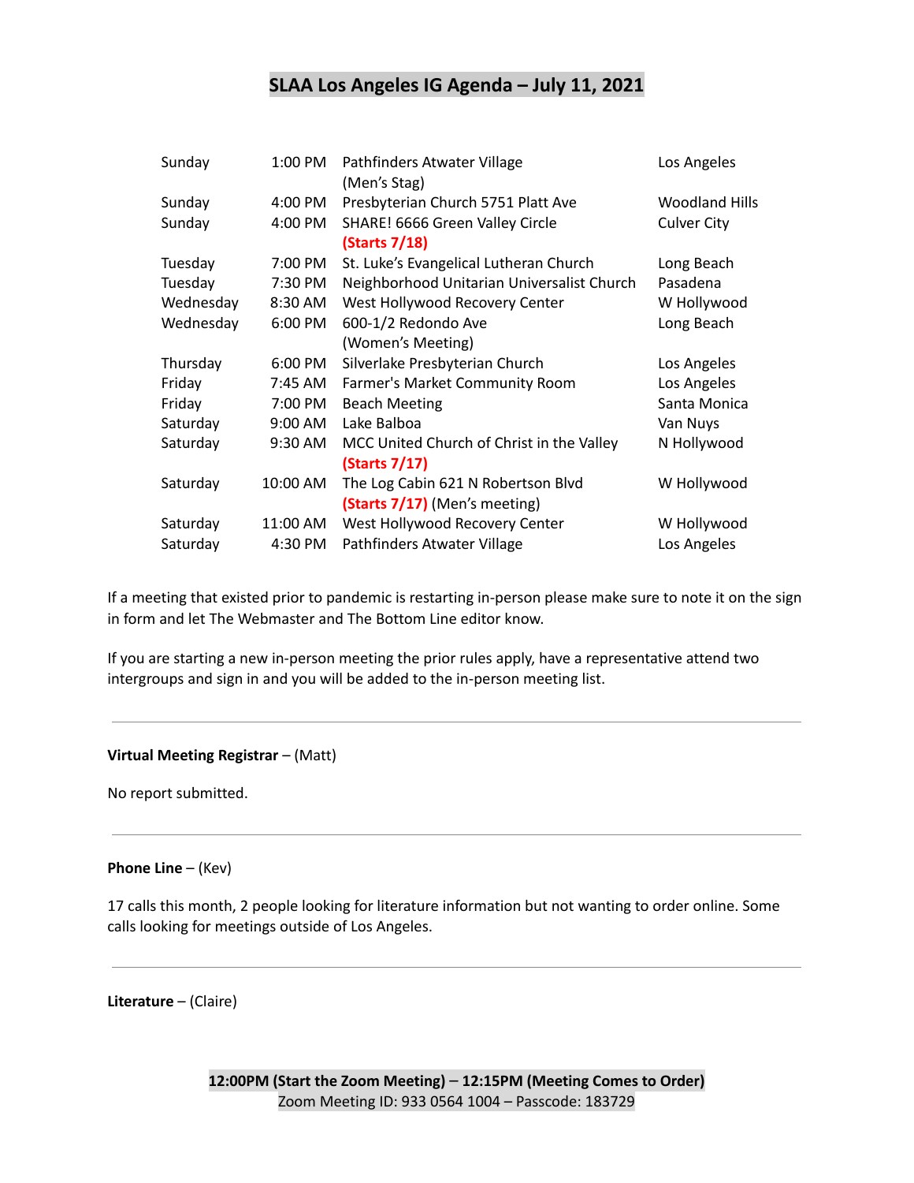# SLAA Los Angeles IG Agenda – July 11, 2021

| | | | |
|---|---|---|---|
| Sunday | 1:00 PM | Pathfinders Atwater Village (Men's Stag) | Los Angeles |
| Sunday | 4:00 PM | Presbyterian Church 5751 Platt Ave | Woodland Hills |
| Sunday | 4:00 PM | SHARE! 6666 Green Valley Circle **(Starts 7/18)** | Culver City |
| Tuesday | 7:00 PM | St. Luke's Evangelical Lutheran Church | Long Beach |
| Tuesday | 7:30 PM | Neighborhood Unitarian Universalist Church | Pasadena |
| Wednesday | 8:30 AM | West Hollywood Recovery Center | W Hollywood |
| Wednesday | 6:00 PM | 600-1/2 Redondo Ave (Women's Meeting) | Long Beach |
| Thursday | 6:00 PM | Silverlake Presbyterian Church | Los Angeles |
| Friday | 7:45 AM | Farmer's Market Community Room | Los Angeles |
| Friday | 7:00 PM | Beach Meeting | Santa Monica |
| Saturday | 9:00 AM | Lake Balboa | Van Nuys |
| Saturday | 9:30 AM | MCC United Church of Christ in the Valley **(Starts 7/17)** | N Hollywood |
| Saturday | 10:00 AM | The Log Cabin 621 N Robertson Blvd **(Starts 7/17)** (Men's meeting) | W Hollywood |
| Saturday | 11:00 AM | West Hollywood Recovery Center | W Hollywood |
| Saturday | 4:30 PM | Pathfinders Atwater Village | Los Angeles |

If a meeting that existed prior to pandemic is restarting in-person please make sure to note it on the sign in form and let The Webmaster and The Bottom Line editor know.

If you are starting a new in-person meeting the prior rules apply, have a representative attend two intergroups and sign in and you will be added to the in-person meeting list.

---

**Virtual Meeting Registrar** – (Matt)

No report submitted.

---

**Phone Line** – (Kev)

17 calls this month, 2 people looking for literature information but not wanting to order online. Some calls looking for meetings outside of Los Angeles.

---

**Literature** – (Claire)

**12:00PM (Start the Zoom Meeting) – 12:15PM (Meeting Comes to Order)**
Zoom Meeting ID: 933 0564 1004 – Passcode: 183729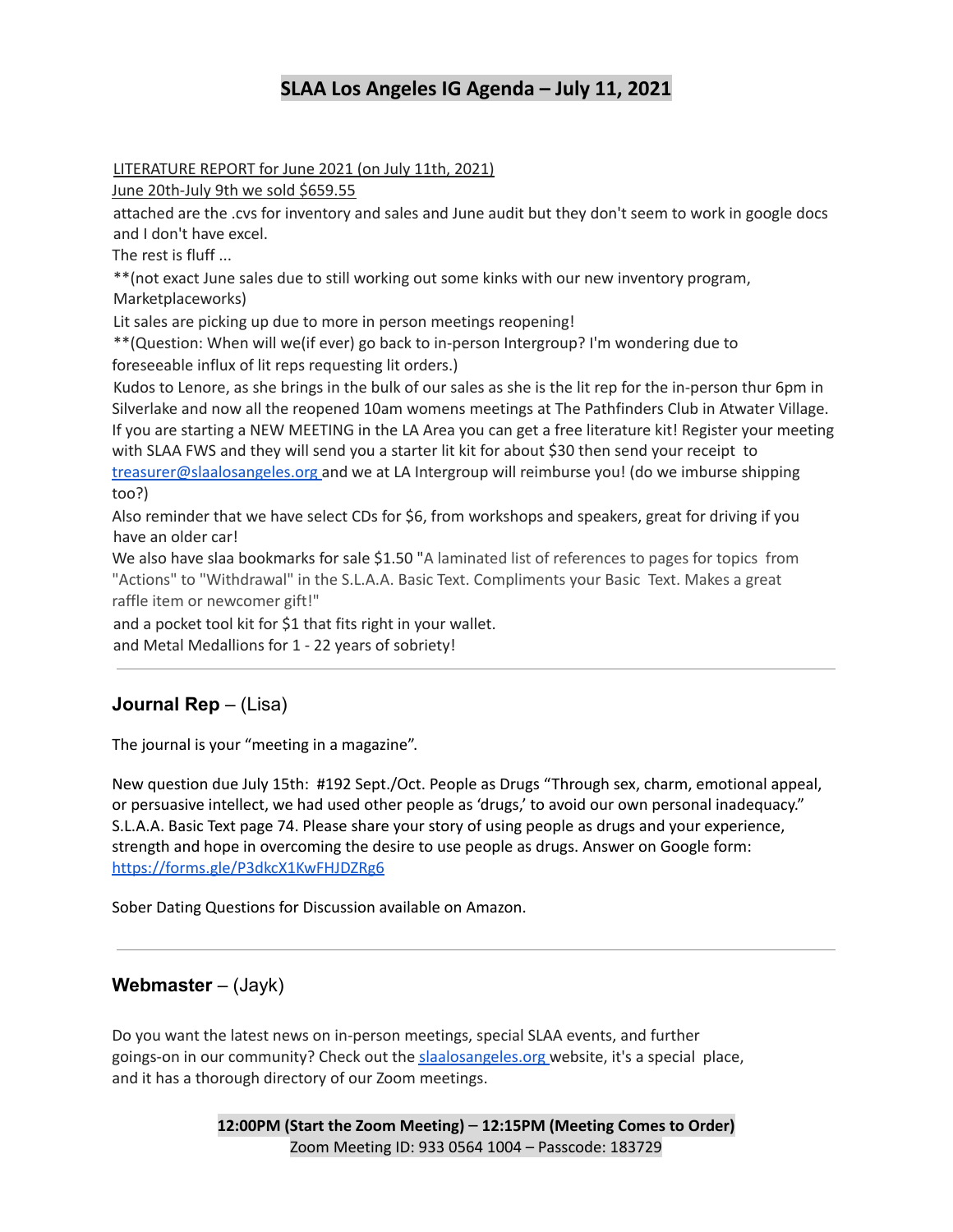# SLAA Los Angeles IG Agenda – July 11, 2021

LITERATURE REPORT for June 2021 (on July 11th, 2021)

June 20th-July 9th we sold $659.55

attached are the .cvs for inventory and sales and June audit but they don't seem to work in google docs and I don't have excel.

The rest is fluff ...

**(not exact June sales due to still working out some kinks with our new inventory program, Marketplaceworks)

Lit sales are picking up due to more in person meetings reopening!

**(Question: When will we(if ever) go back to in-person Intergroup? I'm wondering due to foreseeable influx of lit reps requesting lit orders.)

Kudos to Lenore, as she brings in the bulk of our sales as she is the lit rep for the in-person thur 6pm in Silverlake and now all the reopened 10am womens meetings at The Pathfinders Club in Atwater Village.

If you are starting a NEW MEETING in the LA Area you can get a free literature kit! Register your meeting with SLAA FWS and they will send you a starter lit kit for about $30 then send your receipt to treasurer@slaalosangeles.org and we at LA Intergroup will reimburse you! (do we imburse shipping too?)

Also reminder that we have select CDs for $6, from workshops and speakers, great for driving if you have an older car!

We also have slaa bookmarks for sale $1.50 "A laminated list of references to pages for topics from "Actions" to "Withdrawal" in the S.L.A.A. Basic Text. Compliments your Basic Text. Makes a great raffle item or newcomer gift!"

and a pocket tool kit for $1 that fits right in your wallet.

and Metal Medallions for 1 - 22 years of sobriety!

---

## Journal Rep – (Lisa)

The journal is your "meeting in a magazine".

New question due July 15th: #192 Sept./Oct. People as Drugs "Through sex, charm, emotional appeal, or persuasive intellect, we had used other people as 'drugs,' to avoid our own personal inadequacy." S.L.A.A. Basic Text page 74. Please share your story of using people as drugs and your experience, strength and hope in overcoming the desire to use people as drugs. Answer on Google form: https://forms.gle/P3dkcX1KwFHJDZRg6

Sober Dating Questions for Discussion available on Amazon.

---

## Webmaster – (Jayk)

Do you want the latest news on in-person meetings, special SLAA events, and further goings-on in our community? Check out the slaalosangeles.org website, it's a special place, and it has a thorough directory of our Zoom meetings.

**12:00PM (Start the Zoom Meeting) – 12:15PM (Meeting Comes to Order)**

Zoom Meeting ID: 933 0564 1004 – Passcode: 183729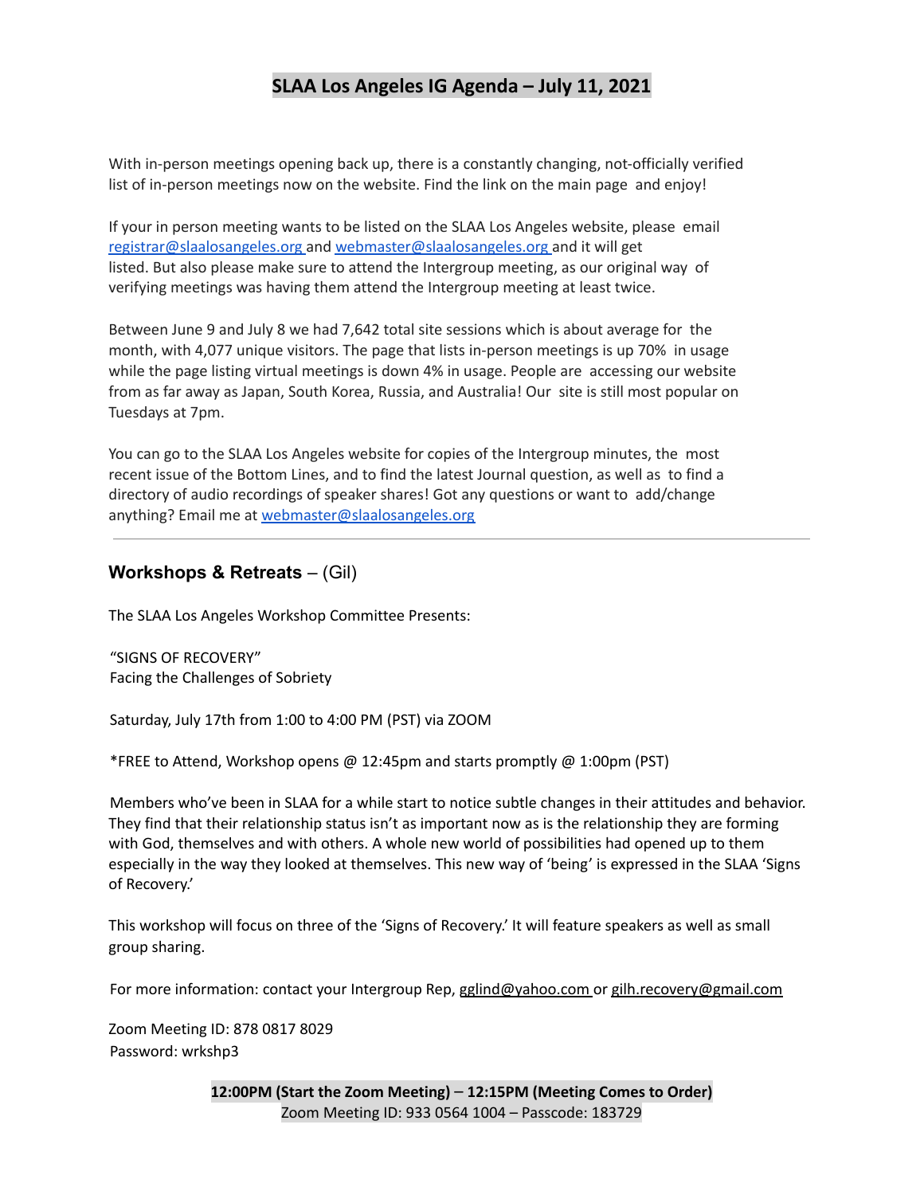With in-person meetings opening back up, there is a constantly changing, not-officially verified list of in-person meetings now on the website. Find the link on the main page and enjoy!

If your in person meeting wants to be listed on the SLAA Los Angeles website, please email [registrar@slaalosangeles.org](mailto:registrar@slaalosangeles.org) and [webmaster@slaalosangeles.org](mailto:webmaster@slaalosangeles.org) and it will get listed. But also please make sure to attend the Intergroup meeting, as our original way of verifying meetings was having them attend the Intergroup meeting at least twice.

Between June 9 and July 8 we had 7,642 total site sessions which is about average for the month, with 4,077 unique visitors. The page that lists in-person meetings is up 70% in usage while the page listing virtual meetings is down 4% in usage. People are accessing our website from as far away as Japan, South Korea, Russia, and Australia! Our site is still most popular on Tuesdays at 7pm.

You can go to the SLAA Los Angeles website for copies of the Intergroup minutes, the most recent issue of the Bottom Lines, and to find the latest Journal question, as well as to find a directory of audio recordings of speaker shares! Got any questions or want to add/change anything? Email me at [webmaster@slaalosangeles.org](mailto:webmaster@slaalosangeles.org)

---

## **Workshops & Retreats** – (Gil)

The SLAA Los Angeles Workshop Committee Presents:

"SIGNS OF RECOVERY"
Facing the Challenges of Sobriety

Saturday, July 17th from 1:00 to 4:00 PM (PST) via ZOOM

*FREE to Attend, Workshop opens @ 12:45pm and starts promptly @ 1:00pm (PST)

Members who've been in SLAA for a while start to notice subtle changes in their attitudes and behavior. They find that their relationship status isn't as important now as is the relationship they are forming with God, themselves and with others. A whole new world of possibilities had opened up to them especially in the way they looked at themselves. This new way of 'being' is expressed in the SLAA 'Signs of Recovery.'

This workshop will focus on three of the 'Signs of Recovery.' It will feature speakers as well as small group sharing.

For more information: contact your Intergroup Rep, [gglind@yahoo.com](mailto:gglind@yahoo.com) or [gilh.recovery@gmail.com](mailto:gilh.recovery@gmail.com)

Zoom Meeting ID: 878 0817 8029
Password: wrkshp3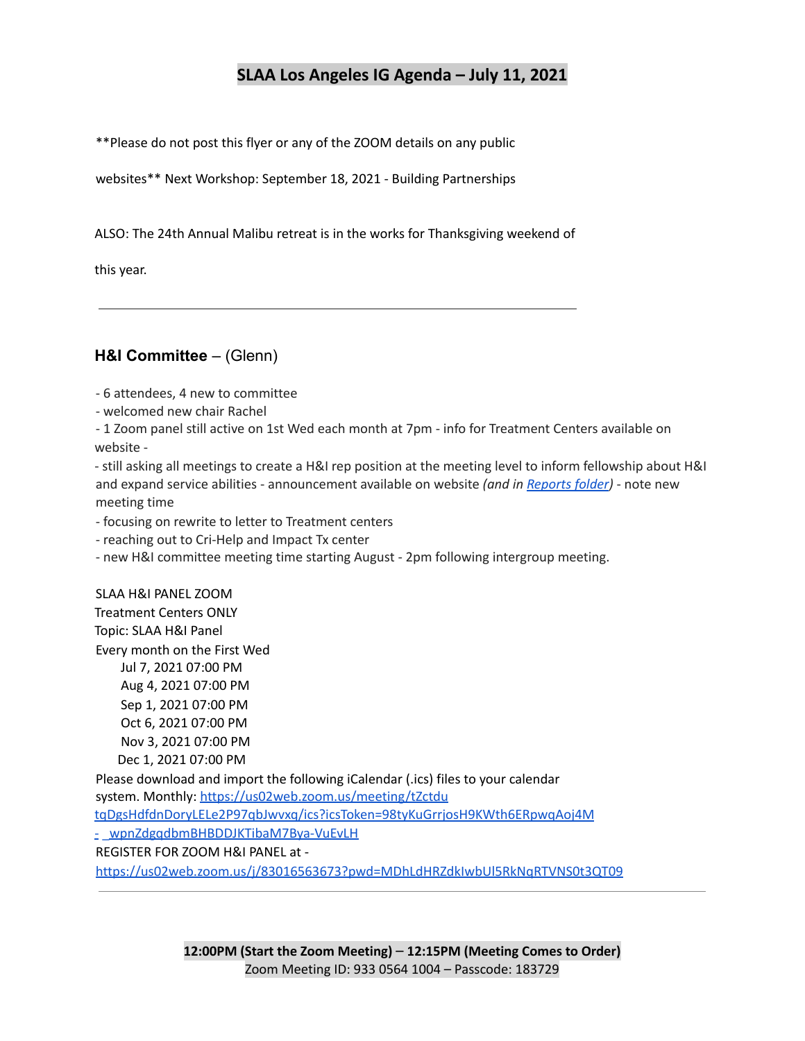## SLAA Los Angeles IG Agenda – July 11, 2021

**Please do not post this flyer or any of the ZOOM details on any public

websites** Next Workshop: September 18, 2021 - Building Partnerships

ALSO: The 24th Annual Malibu retreat is in the works for Thanksgiving weekend of

this year.

---

### **H&I Committee** – (Glenn)

- 6 attendees, 4 new to committee
- welcomed new chair Rachel
- 1 Zoom panel still active on 1st Wed each month at 7pm - info for Treatment Centers available on website -
- still asking all meetings to create a H&I rep position at the meeting level to inform fellowship about H&I and expand service abilities - announcement available on website *(and in [Reports folder](Reports folder))* - note new meeting time
- focusing on rewrite to letter to Treatment centers
- reaching out to Cri-Help and Impact Tx center
- new H&I committee meeting time starting August - 2pm following intergroup meeting.

SLAA H&I PANEL ZOOM
Treatment Centers ONLY
Topic: SLAA H&I Panel
Every month on the First Wed
Jul 7, 2021 07:00 PM
Aug 4, 2021 07:00 PM
Sep 1, 2021 07:00 PM
Oct 6, 2021 07:00 PM
Nov 3, 2021 07:00 PM
Dec 1, 2021 07:00 PM
Please download and import the following iCalendar (.ics) files to your calendar system. Monthly: https://us02web.zoom.us/meeting/tZctdu tqDgsHdfdnDoryLELe2P97qbJwvxq/ics?icsToken=98tyKuGrrjosH9KWth6ERpwqAoj4M - _wpnZdgqdbmBHBDDJKTibaM7Bya-VuEvLH
REGISTER FOR ZOOM H&I PANEL at -
https://us02web.zoom.us/j/83016563673?pwd=MDhLdHRZdkIwbUl5RkNqRTVNS0t3QT09

---

**12:00PM (Start the Zoom Meeting) – 12:15PM (Meeting Comes to Order)**
Zoom Meeting ID: 933 0564 1004 – Passcode: 183729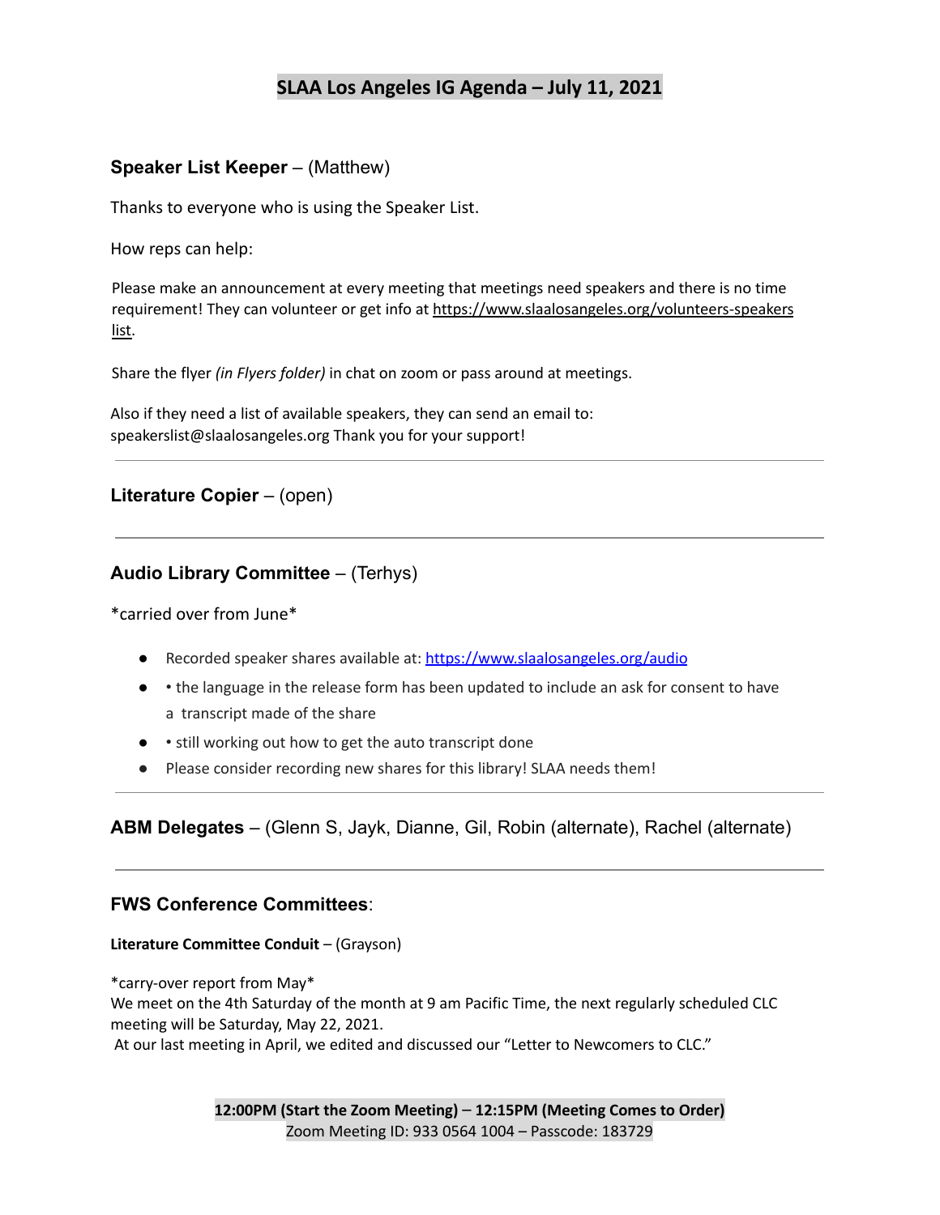# SLAA Los Angeles IG Agenda – July 11, 2021

### Speaker List Keeper – (Matthew)

Thanks to everyone who is using the Speaker List.

How reps can help:

Please make an announcement at every meeting that meetings need speakers and there is no time requirement! They can volunteer or get info at https://www.slaalosangeles.org/volunteers-speakers list.

Share the flyer *(in Flyers folder)* in chat on zoom or pass around at meetings.

Also if they need a list of available speakers, they can send an email to: speakerslist@slaalosangeles.org Thank you for your support!

---

### Literature Copier – (open)

---

### Audio Library Committee – (Terhys)

*carried over from June*

- Recorded speaker shares available at: https://www.slaalosangeles.org/audio
- • the language in the release form has been updated to include an ask for consent to have a transcript made of the share
- • still working out how to get the auto transcript done
- Please consider recording new shares for this library! SLAA needs them!

---

### ABM Delegates – (Glenn S, Jayk, Dianne, Gil, Robin (alternate), Rachel (alternate)

---

### FWS Conference Committees:

**Literature Committee Conduit** – (Grayson)

*carry-over report from May*
We meet on the 4th Saturday of the month at 9 am Pacific Time, the next regularly scheduled CLC meeting will be Saturday, May 22, 2021.
At our last meeting in April, we edited and discussed our "Letter to Newcomers to CLC."

**12:00PM (Start the Zoom Meeting) – 12:15PM (Meeting Comes to Order)**
Zoom Meeting ID: 933 0564 1004 – Passcode: 183729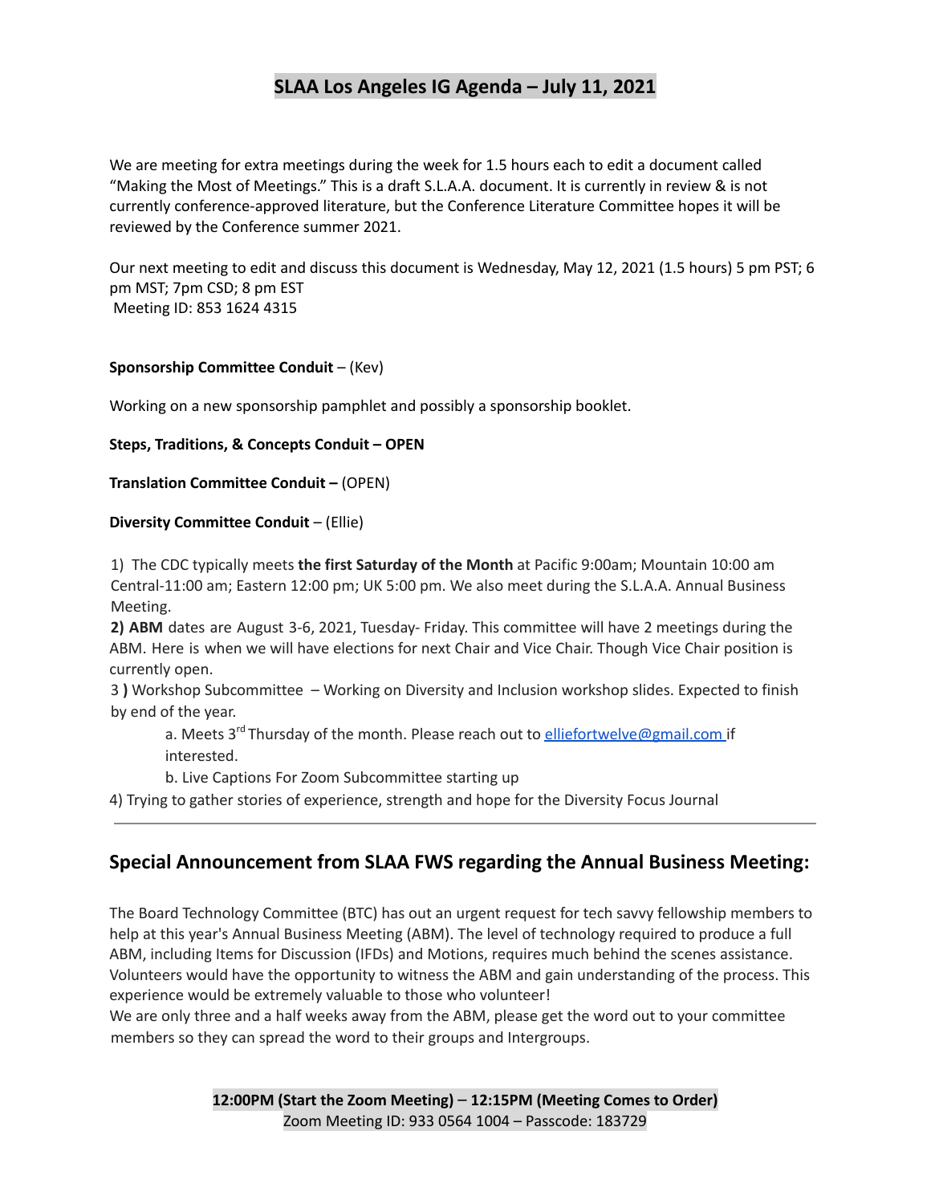## SLAA Los Angeles IG Agenda – July 11, 2021

We are meeting for extra meetings during the week for 1.5 hours each to edit a document called "Making the Most of Meetings." This is a draft S.L.A.A. document. It is currently in review & is not currently conference-approved literature, but the Conference Literature Committee hopes it will be reviewed by the Conference summer 2021.

Our next meeting to edit and discuss this document is Wednesday, May 12, 2021 (1.5 hours) 5 pm PST; 6 pm MST; 7pm CSD; 8 pm EST
Meeting ID: 853 1624 4315

**Sponsorship Committee Conduit** – (Kev)

Working on a new sponsorship pamphlet and possibly a sponsorship booklet.

**Steps, Traditions, & Concepts Conduit – OPEN**

**Translation Committee Conduit –** (OPEN)

**Diversity Committee Conduit** – (Ellie)

1) The CDC typically meets **the first Saturday of the Month** at Pacific 9:00am; Mountain 10:00 am Central-11:00 am; Eastern 12:00 pm; UK 5:00 pm. We also meet during the S.L.A.A. Annual Business Meeting.

**2) ABM** dates are August 3-6, 2021, Tuesday- Friday. This committee will have 2 meetings during the ABM. Here is when we will have elections for next Chair and Vice Chair. Though Vice Chair position is currently open.

3 **)** Workshop Subcommittee – Working on Diversity and Inclusion workshop slides. Expected to finish by end of the year.

- a. Meets 3rd Thursday of the month. Please reach out to elliefortwelve@gmail.com if interested.
- b. Live Captions For Zoom Subcommittee starting up

4) Trying to gather stories of experience, strength and hope for the Diversity Focus Journal

---

## Special Announcement from SLAA FWS regarding the Annual Business Meeting:

The Board Technology Committee (BTC) has out an urgent request for tech savvy fellowship members to help at this year's Annual Business Meeting (ABM). The level of technology required to produce a full ABM, including Items for Discussion (IFDs) and Motions, requires much behind the scenes assistance. Volunteers would have the opportunity to witness the ABM and gain understanding of the process. This experience would be extremely valuable to those who volunteer!
We are only three and a half weeks away from the ABM, please get the word out to your committee members so they can spread the word to their groups and Intergroups.

**12:00PM (Start the Zoom Meeting)** – **12:15PM (Meeting Comes to Order)**
Zoom Meeting ID: 933 0564 1004 – Passcode: 183729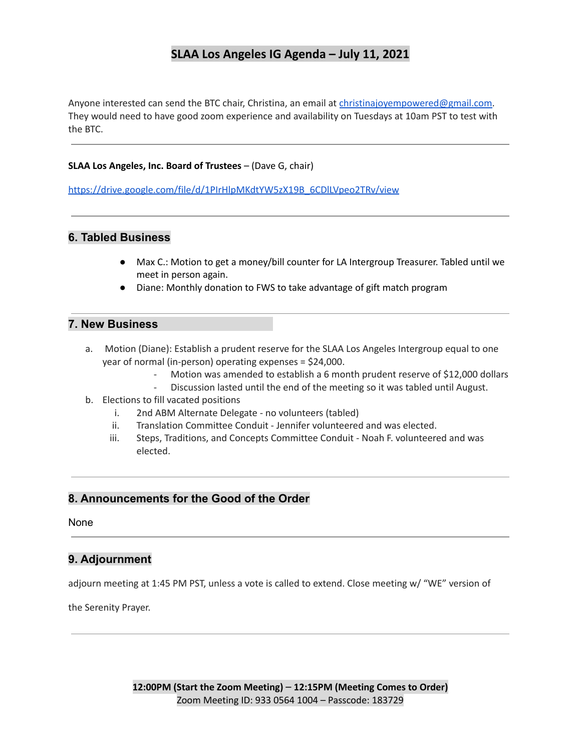# SLAA Los Angeles IG Agenda – July 11, 2021

Anyone interested can send the BTC chair, Christina, an email at christinajoyempowered@gmail.com. They would need to have good zoom experience and availability on Tuesdays at 10am PST to test with the BTC.

---

**SLAA Los Angeles, Inc. Board of Trustees** – (Dave G, chair)

https://drive.google.com/file/d/1PIrHlpMKdtYW5zX19B_6CDlLVpeo2TRv/view

---

## 6. Tabled Business

- Max C.: Motion to get a money/bill counter for LA Intergroup Treasurer. Tabled until we meet in person again.
- Diane: Monthly donation to FWS to take advantage of gift match program

---

## 7. New Business

a. Motion (Diane): Establish a prudent reserve for the SLAA Los Angeles Intergroup equal to one year of normal (in-person) operating expenses = $24,000.
   - Motion was amended to establish a 6 month prudent reserve of $12,000 dollars
   - Discussion lasted until the end of the meeting so it was tabled until August.

b. Elections to fill vacated positions
   i. 2nd ABM Alternate Delegate - no volunteers (tabled)
   ii. Translation Committee Conduit - Jennifer volunteered and was elected.
   iii. Steps, Traditions, and Concepts Committee Conduit - Noah F. volunteered and was elected.

---

## 8. Announcements for the Good of the Order

None

---

## 9. Adjournment

adjourn meeting at 1:45 PM PST, unless a vote is called to extend. Close meeting w/ "WE" version of the Serenity Prayer.

---

**12:00PM (Start the Zoom Meeting) – 12:15PM (Meeting Comes to Order)**
Zoom Meeting ID: 933 0564 1004 – Passcode: 183729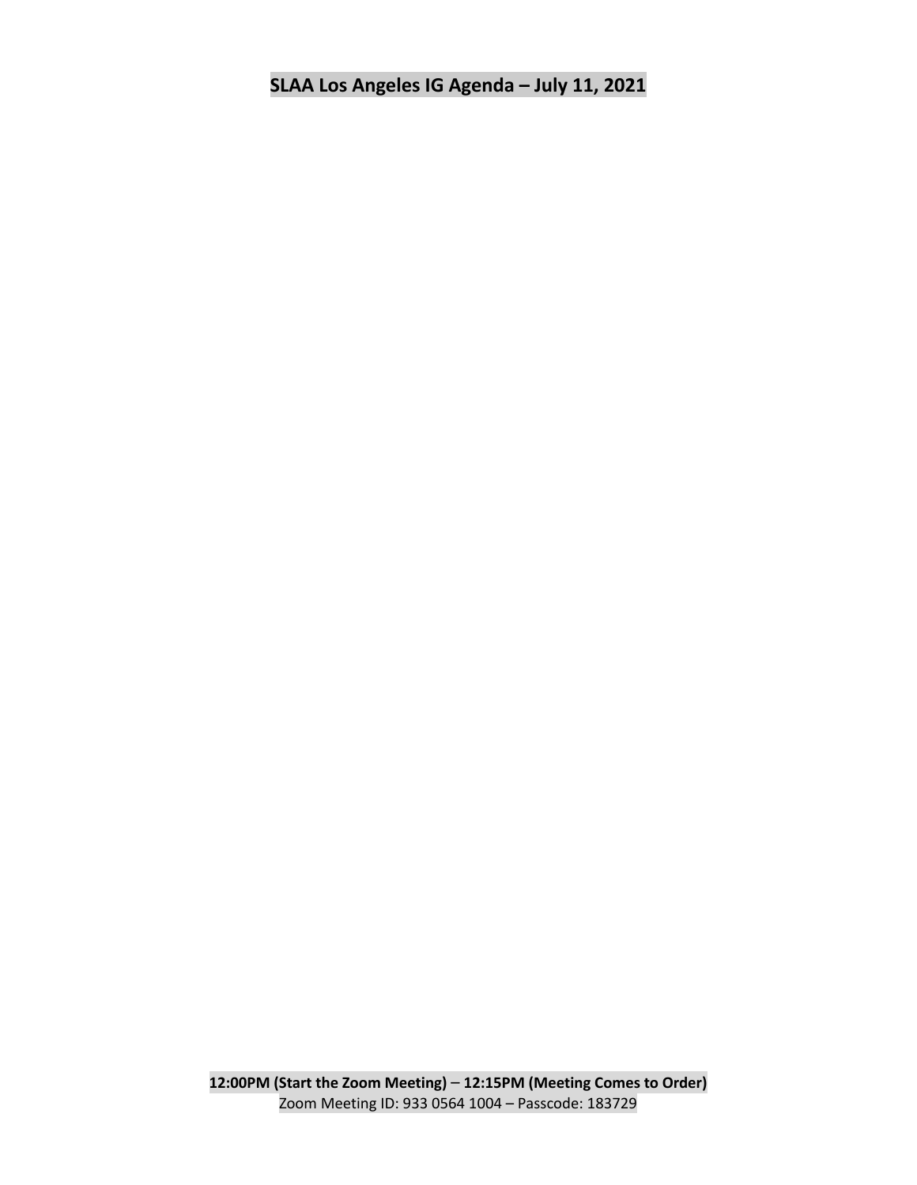# SLAA Los Angeles IG Agenda – July 11, 2021

**12:00PM (Start the Zoom Meeting)** – **12:15PM (Meeting Comes to Order)**
Zoom Meeting ID: 933 0564 1004 – Passcode: 183729